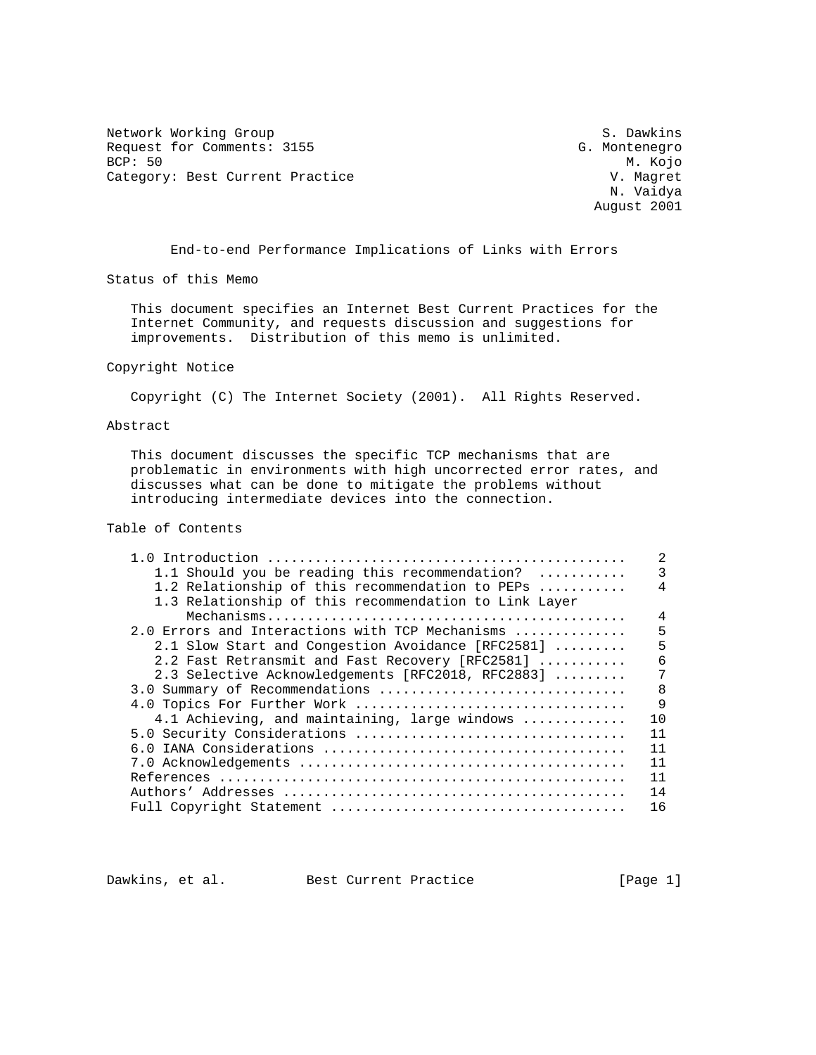Network Working Group S. Dawkins
Request for Comments: 3155 G. Montenegro
BCP: 50 M. Kojo
Category: Best Current Practice V. Magret
N. Vaidya
August 2001

# End-to-end Performance Implications of Links with Errors

## Status of this Memo

This document specifies an Internet Best Current Practices for the Internet Community, and requests discussion and suggestions for improvements. Distribution of this memo is unlimited.

## Copyright Notice

Copyright (C) The Internet Society (2001). All Rights Reserved.

## Abstract

This document discusses the specific TCP mechanisms that are problematic in environments with high uncorrected error rates, and discusses what can be done to mitigate the problems without introducing intermediate devices into the connection.

## Table of Contents

```
1.0 Introduction ............................................  2
   1.1 Should you be reading this recommendation?  ..........  3
   1.2 Relationship of this recommendation to PEPs ..........  4
   1.3 Relationship of this recommendation to Link Layer
       Mechanisms............................................  4
2.0 Errors and Interactions with TCP Mechanisms .............  5
   2.1 Slow Start and Congestion Avoidance [RFC2581] ........  5
   2.2 Fast Retransmit and Fast Recovery [RFC2581] ..........  6
   2.3 Selective Acknowledgements [RFC2018, RFC2883] ........  7
3.0 Summary of Recommendations ..............................  8
4.0 Topics For Further Work .................................  9
   4.1 Achieving, and maintaining, large windows ............ 10
5.0 Security Considerations ................................. 11
6.0 IANA Considerations ..................................... 11
7.0 Acknowledgements ........................................ 11
References .................................................. 11
Authors' Addresses .......................................... 14
Full Copyright Statement .................................... 16
```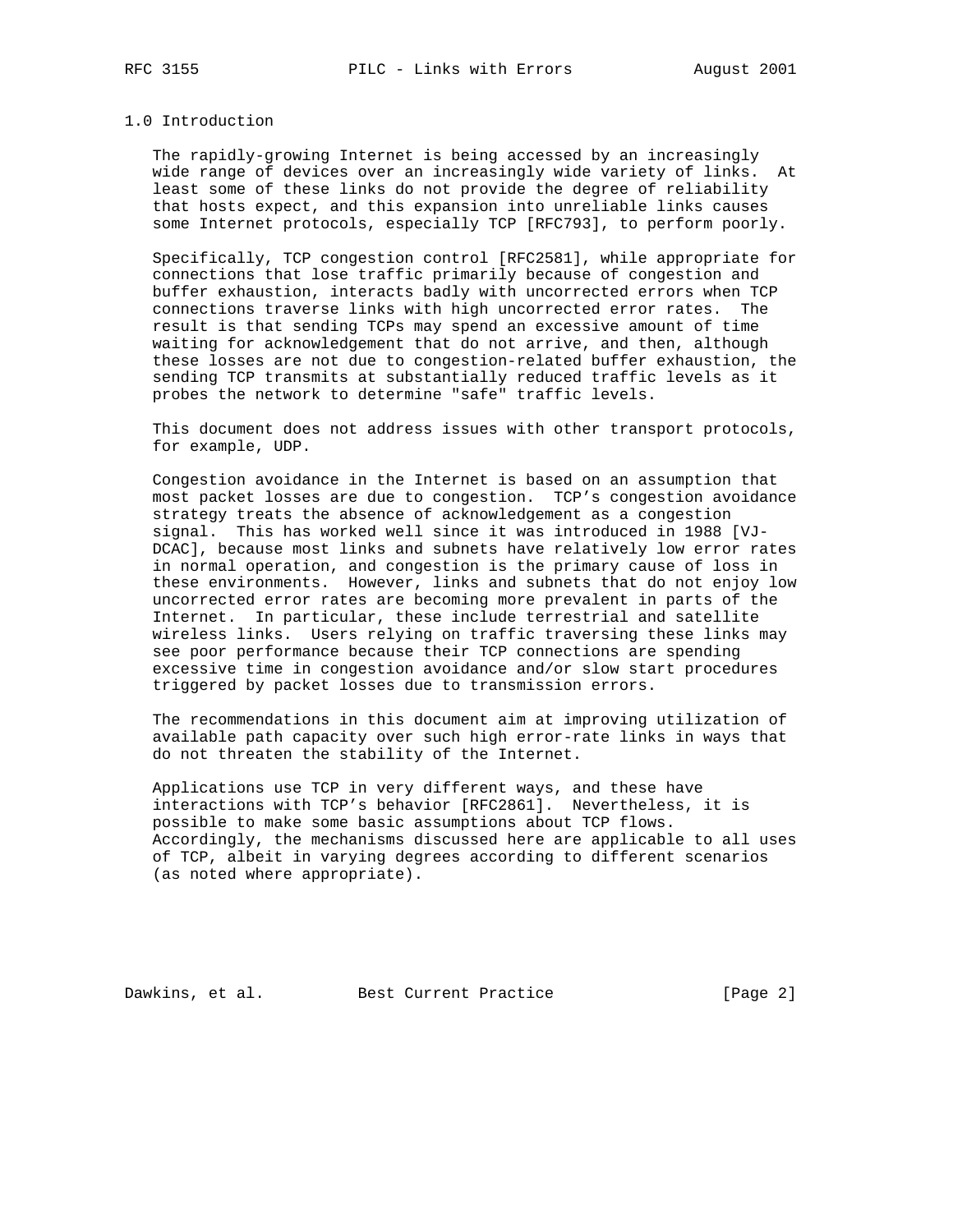## 1.0 Introduction

The rapidly-growing Internet is being accessed by an increasingly wide range of devices over an increasingly wide variety of links. At least some of these links do not provide the degree of reliability that hosts expect, and this expansion into unreliable links causes some Internet protocols, especially TCP [RFC793], to perform poorly.

Specifically, TCP congestion control [RFC2581], while appropriate for connections that lose traffic primarily because of congestion and buffer exhaustion, interacts badly with uncorrected errors when TCP connections traverse links with high uncorrected error rates. The result is that sending TCPs may spend an excessive amount of time waiting for acknowledgement that do not arrive, and then, although these losses are not due to congestion-related buffer exhaustion, the sending TCP transmits at substantially reduced traffic levels as it probes the network to determine "safe" traffic levels.

This document does not address issues with other transport protocols, for example, UDP.

Congestion avoidance in the Internet is based on an assumption that most packet losses are due to congestion. TCP's congestion avoidance strategy treats the absence of acknowledgement as a congestion signal. This has worked well since it was introduced in 1988 [VJ-DCAC], because most links and subnets have relatively low error rates in normal operation, and congestion is the primary cause of loss in these environments. However, links and subnets that do not enjoy low uncorrected error rates are becoming more prevalent in parts of the Internet. In particular, these include terrestrial and satellite wireless links. Users relying on traffic traversing these links may see poor performance because their TCP connections are spending excessive time in congestion avoidance and/or slow start procedures triggered by packet losses due to transmission errors.

The recommendations in this document aim at improving utilization of available path capacity over such high error-rate links in ways that do not threaten the stability of the Internet.

Applications use TCP in very different ways, and these have interactions with TCP's behavior [RFC2861]. Nevertheless, it is possible to make some basic assumptions about TCP flows. Accordingly, the mechanisms discussed here are applicable to all uses of TCP, albeit in varying degrees according to different scenarios (as noted where appropriate).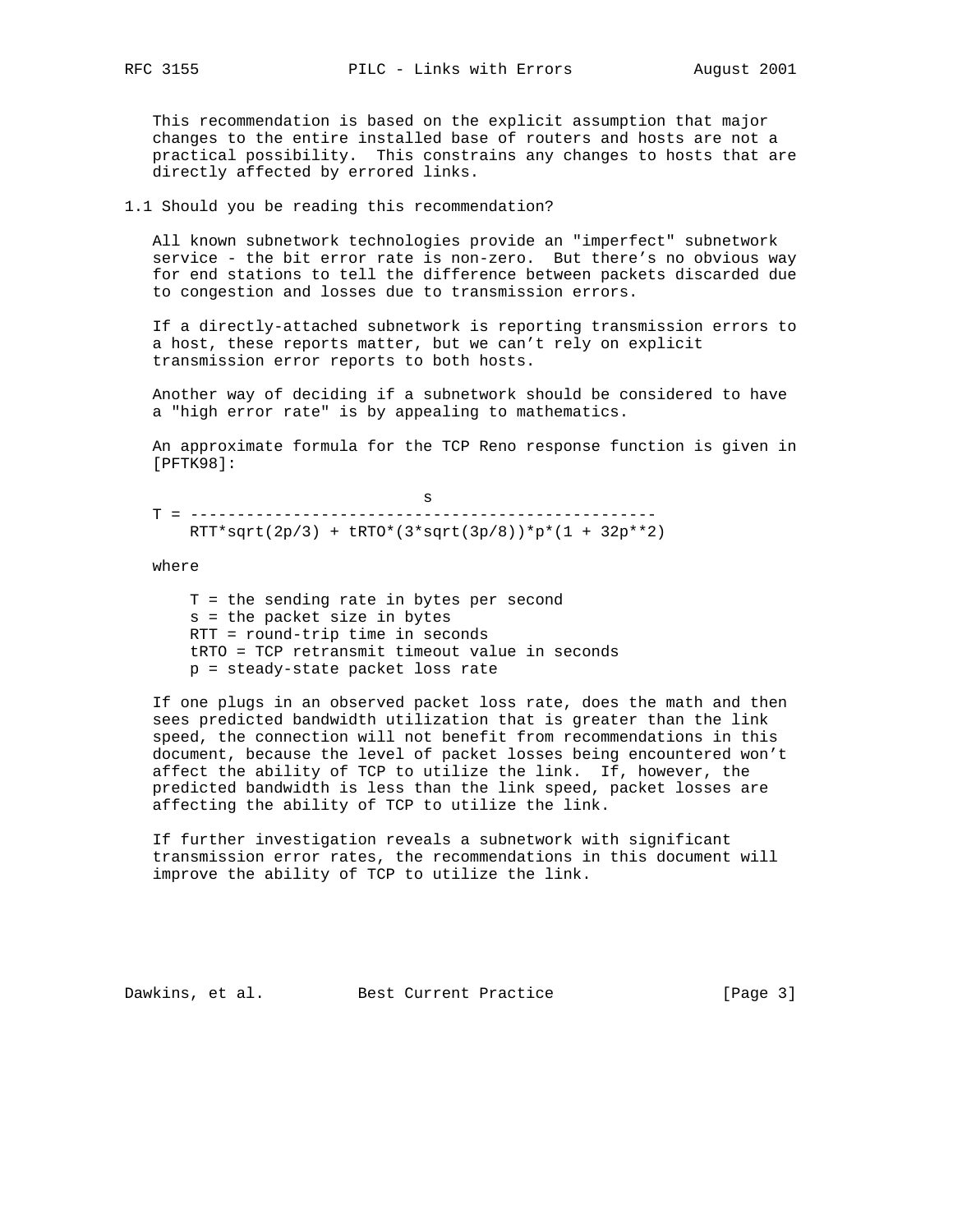This recommendation is based on the explicit assumption that major changes to the entire installed base of routers and hosts are not a practical possibility. This constrains any changes to hosts that are directly affected by errored links.

## 1.1 Should you be reading this recommendation?

All known subnetwork technologies provide an "imperfect" subnetwork service - the bit error rate is non-zero. But there's no obvious way for end stations to tell the difference between packets discarded due to congestion and losses due to transmission errors.

If a directly-attached subnetwork is reporting transmission errors to a host, these reports matter, but we can't rely on explicit transmission error reports to both hosts.

Another way of deciding if a subnetwork should be considered to have a "high error rate" is by appealing to mathematics.

An approximate formula for the TCP Reno response function is given in [PFTK98]:

$$T = \frac{s}{RTT \cdot \sqrt{2p/3} + tRTO \cdot (3 \cdot \sqrt{3p/8}) \cdot p \cdot (1 + 32p^2)}$$

where

- T = the sending rate in bytes per second
- s = the packet size in bytes
- RTT = round-trip time in seconds
- tRTO = TCP retransmit timeout value in seconds
- p = steady-state packet loss rate

If one plugs in an observed packet loss rate, does the math and then sees predicted bandwidth utilization that is greater than the link speed, the connection will not benefit from recommendations in this document, because the level of packet losses being encountered won't affect the ability of TCP to utilize the link. If, however, the predicted bandwidth is less than the link speed, packet losses are affecting the ability of TCP to utilize the link.

If further investigation reveals a subnetwork with significant transmission error rates, the recommendations in this document will improve the ability of TCP to utilize the link.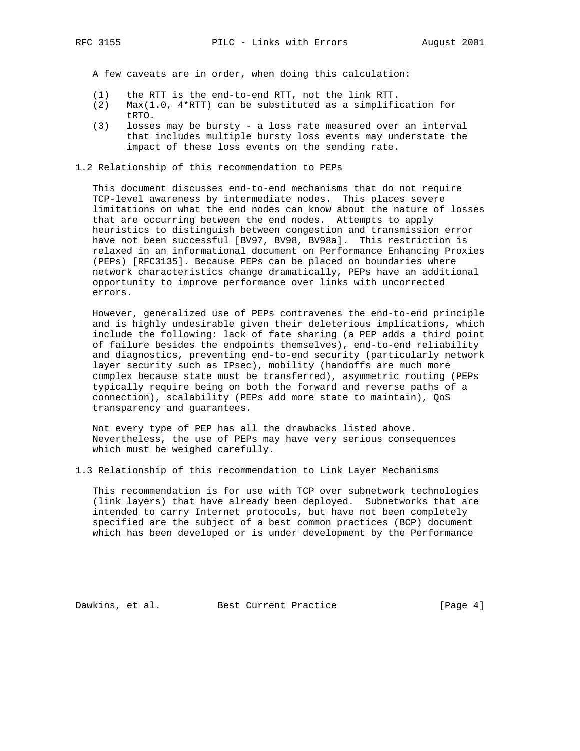A few caveats are in order, when doing this calculation:

1. the RTT is the end-to-end RTT, not the link RTT.
2. Max(1.0, 4*RTT) can be substituted as a simplification for tRTO.
3. losses may be bursty - a loss rate measured over an interval that includes multiple bursty loss events may understate the impact of these loss events on the sending rate.

## 1.2 Relationship of this recommendation to PEPs

This document discusses end-to-end mechanisms that do not require TCP-level awareness by intermediate nodes. This places severe limitations on what the end nodes can know about the nature of losses that are occurring between the end nodes. Attempts to apply heuristics to distinguish between congestion and transmission error have not been successful [BV97, BV98, BV98a]. This restriction is relaxed in an informational document on Performance Enhancing Proxies (PEPs) [RFC3135]. Because PEPs can be placed on boundaries where network characteristics change dramatically, PEPs have an additional opportunity to improve performance over links with uncorrected errors.

However, generalized use of PEPs contravenes the end-to-end principle and is highly undesirable given their deleterious implications, which include the following: lack of fate sharing (a PEP adds a third point of failure besides the endpoints themselves), end-to-end reliability and diagnostics, preventing end-to-end security (particularly network layer security such as IPsec), mobility (handoffs are much more complex because state must be transferred), asymmetric routing (PEPs typically require being on both the forward and reverse paths of a connection), scalability (PEPs add more state to maintain), QoS transparency and guarantees.

Not every type of PEP has all the drawbacks listed above. Nevertheless, the use of PEPs may have very serious consequences which must be weighed carefully.

## 1.3 Relationship of this recommendation to Link Layer Mechanisms

This recommendation is for use with TCP over subnetwork technologies (link layers) that have already been deployed. Subnetworks that are intended to carry Internet protocols, but have not been completely specified are the subject of a best common practices (BCP) document which has been developed or is under development by the Performance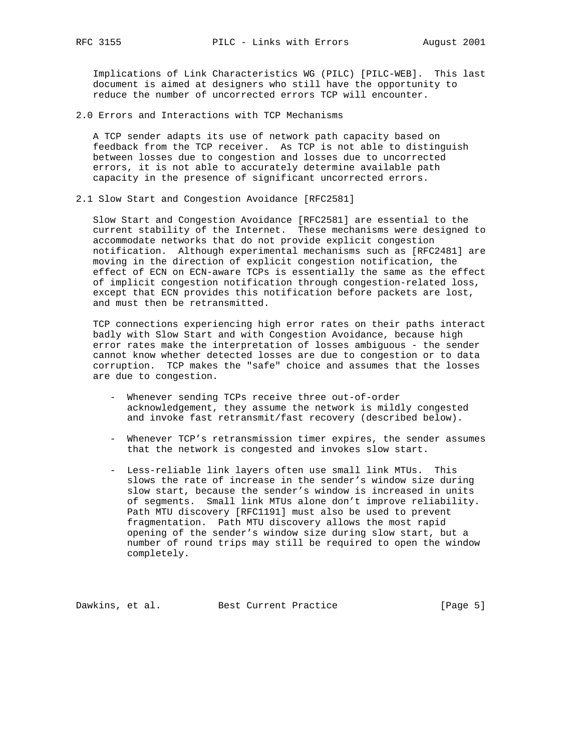Implications of Link Characteristics WG (PILC) [PILC-WEB]. This last document is aimed at designers who still have the opportunity to reduce the number of uncorrected errors TCP will encounter.

## 2.0 Errors and Interactions with TCP Mechanisms

A TCP sender adapts its use of network path capacity based on feedback from the TCP receiver. As TCP is not able to distinguish between losses due to congestion and losses due to uncorrected errors, it is not able to accurately determine available path capacity in the presence of significant uncorrected errors.

### 2.1 Slow Start and Congestion Avoidance [RFC2581]

Slow Start and Congestion Avoidance [RFC2581] are essential to the current stability of the Internet. These mechanisms were designed to accommodate networks that do not provide explicit congestion notification. Although experimental mechanisms such as [RFC2481] are moving in the direction of explicit congestion notification, the effect of ECN on ECN-aware TCPs is essentially the same as the effect of implicit congestion notification through congestion-related loss, except that ECN provides this notification before packets are lost, and must then be retransmitted.

TCP connections experiencing high error rates on their paths interact badly with Slow Start and with Congestion Avoidance, because high error rates make the interpretation of losses ambiguous - the sender cannot know whether detected losses are due to congestion or to data corruption. TCP makes the "safe" choice and assumes that the losses are due to congestion.

- Whenever sending TCPs receive three out-of-order acknowledgement, they assume the network is mildly congested and invoke fast retransmit/fast recovery (described below).

- Whenever TCP’s retransmission timer expires, the sender assumes that the network is congested and invokes slow start.

- Less-reliable link layers often use small link MTUs. This slows the rate of increase in the sender’s window size during slow start, because the sender’s window is increased in units of segments. Small link MTUs alone don’t improve reliability. Path MTU discovery [RFC1191] must also be used to prevent fragmentation. Path MTU discovery allows the most rapid opening of the sender’s window size during slow start, but a number of round trips may still be required to open the window completely.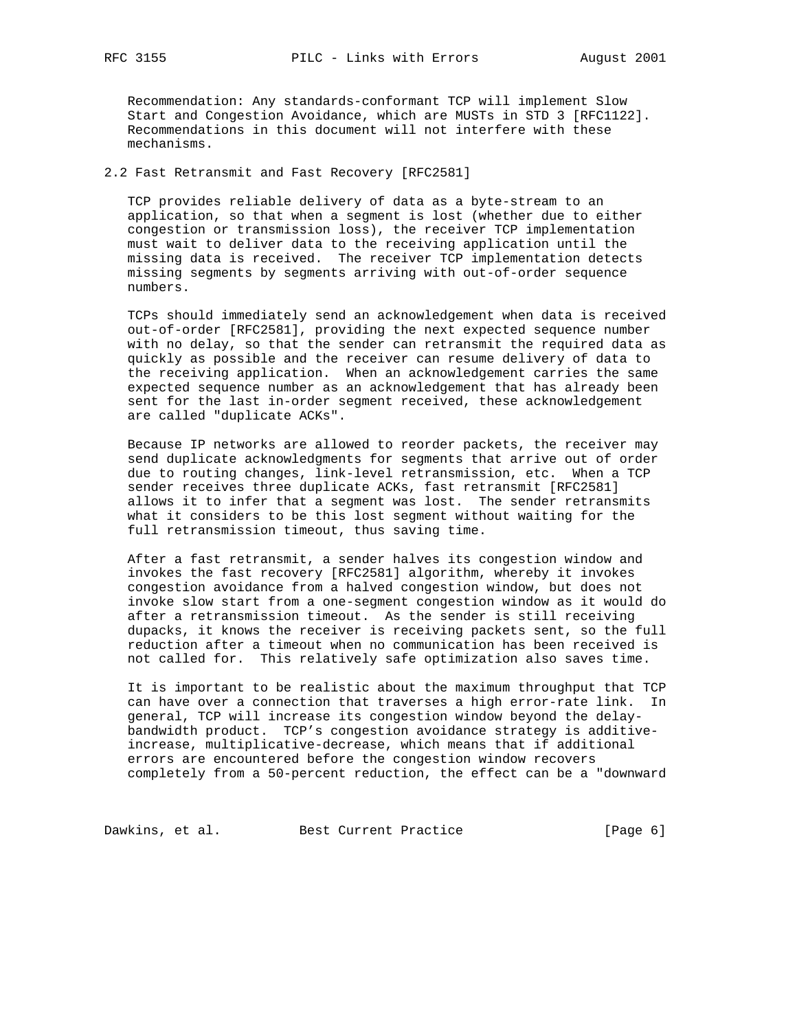Recommendation: Any standards-conformant TCP will implement Slow Start and Congestion Avoidance, which are MUSTs in STD 3 [RFC1122]. Recommendations in this document will not interfere with these mechanisms.

## 2.2 Fast Retransmit and Fast Recovery [RFC2581]

TCP provides reliable delivery of data as a byte-stream to an application, so that when a segment is lost (whether due to either congestion or transmission loss), the receiver TCP implementation must wait to deliver data to the receiving application until the missing data is received. The receiver TCP implementation detects missing segments by segments arriving with out-of-order sequence numbers.

TCPs should immediately send an acknowledgement when data is received out-of-order [RFC2581], providing the next expected sequence number with no delay, so that the sender can retransmit the required data as quickly as possible and the receiver can resume delivery of data to the receiving application. When an acknowledgement carries the same expected sequence number as an acknowledgement that has already been sent for the last in-order segment received, these acknowledgement are called "duplicate ACKs".

Because IP networks are allowed to reorder packets, the receiver may send duplicate acknowledgments for segments that arrive out of order due to routing changes, link-level retransmission, etc. When a TCP sender receives three duplicate ACKs, fast retransmit [RFC2581] allows it to infer that a segment was lost. The sender retransmits what it considers to be this lost segment without waiting for the full retransmission timeout, thus saving time.

After a fast retransmit, a sender halves its congestion window and invokes the fast recovery [RFC2581] algorithm, whereby it invokes congestion avoidance from a halved congestion window, but does not invoke slow start from a one-segment congestion window as it would do after a retransmission timeout. As the sender is still receiving dupacks, it knows the receiver is receiving packets sent, so the full reduction after a timeout when no communication has been received is not called for. This relatively safe optimization also saves time.

It is important to be realistic about the maximum throughput that TCP can have over a connection that traverses a high error-rate link. In general, TCP will increase its congestion window beyond the delay-bandwidth product. TCP's congestion avoidance strategy is additive-increase, multiplicative-decrease, which means that if additional errors are encountered before the congestion window recovers completely from a 50-percent reduction, the effect can be a "downward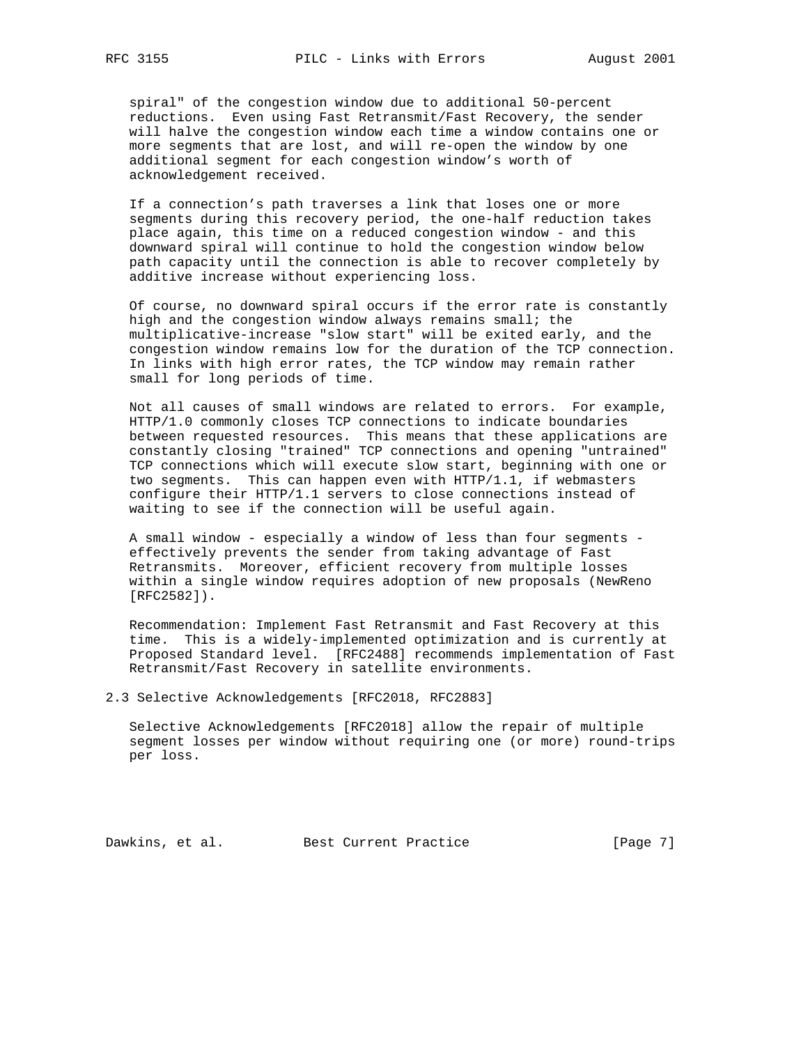spiral" of the congestion window due to additional 50-percent reductions. Even using Fast Retransmit/Fast Recovery, the sender will halve the congestion window each time a window contains one or more segments that are lost, and will re-open the window by one additional segment for each congestion window's worth of acknowledgement received.

If a connection's path traverses a link that loses one or more segments during this recovery period, the one-half reduction takes place again, this time on a reduced congestion window - and this downward spiral will continue to hold the congestion window below path capacity until the connection is able to recover completely by additive increase without experiencing loss.

Of course, no downward spiral occurs if the error rate is constantly high and the congestion window always remains small; the multiplicative-increase "slow start" will be exited early, and the congestion window remains low for the duration of the TCP connection. In links with high error rates, the TCP window may remain rather small for long periods of time.

Not all causes of small windows are related to errors. For example, HTTP/1.0 commonly closes TCP connections to indicate boundaries between requested resources. This means that these applications are constantly closing "trained" TCP connections and opening "untrained" TCP connections which will execute slow start, beginning with one or two segments. This can happen even with HTTP/1.1, if webmasters configure their HTTP/1.1 servers to close connections instead of waiting to see if the connection will be useful again.

A small window - especially a window of less than four segments - effectively prevents the sender from taking advantage of Fast Retransmits. Moreover, efficient recovery from multiple losses within a single window requires adoption of new proposals (NewReno [RFC2582]).

Recommendation: Implement Fast Retransmit and Fast Recovery at this time. This is a widely-implemented optimization and is currently at Proposed Standard level. [RFC2488] recommends implementation of Fast Retransmit/Fast Recovery in satellite environments.

### 2.3 Selective Acknowledgements [RFC2018, RFC2883]

Selective Acknowledgements [RFC2018] allow the repair of multiple segment losses per window without requiring one (or more) round-trips per loss.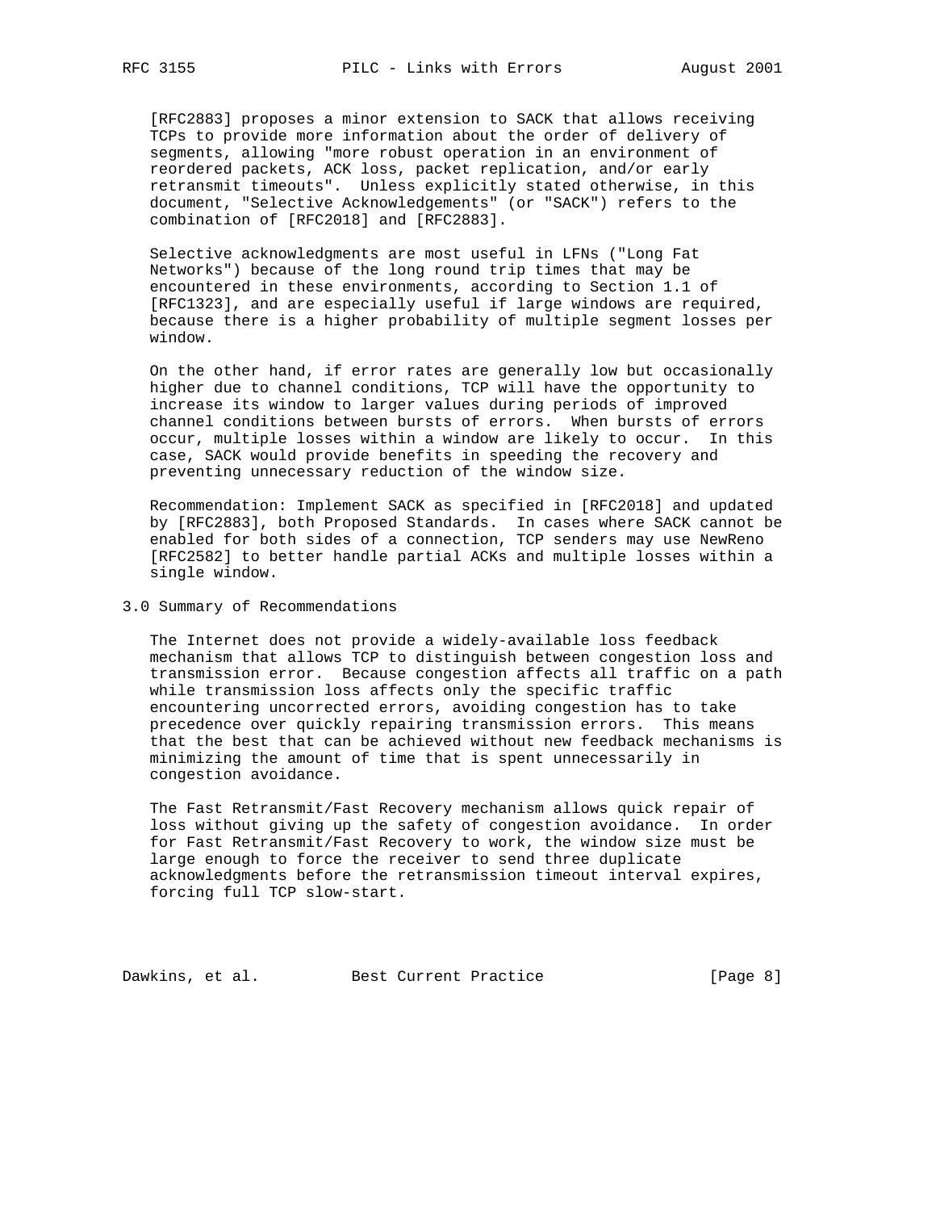[RFC2883] proposes a minor extension to SACK that allows receiving TCPs to provide more information about the order of delivery of segments, allowing "more robust operation in an environment of reordered packets, ACK loss, packet replication, and/or early retransmit timeouts". Unless explicitly stated otherwise, in this document, "Selective Acknowledgements" (or "SACK") refers to the combination of [RFC2018] and [RFC2883].

Selective acknowledgments are most useful in LFNs ("Long Fat Networks") because of the long round trip times that may be encountered in these environments, according to Section 1.1 of [RFC1323], and are especially useful if large windows are required, because there is a higher probability of multiple segment losses per window.

On the other hand, if error rates are generally low but occasionally higher due to channel conditions, TCP will have the opportunity to increase its window to larger values during periods of improved channel conditions between bursts of errors. When bursts of errors occur, multiple losses within a window are likely to occur. In this case, SACK would provide benefits in speeding the recovery and preventing unnecessary reduction of the window size.

Recommendation: Implement SACK as specified in [RFC2018] and updated by [RFC2883], both Proposed Standards. In cases where SACK cannot be enabled for both sides of a connection, TCP senders may use NewReno [RFC2582] to better handle partial ACKs and multiple losses within a single window.

## 3.0 Summary of Recommendations

The Internet does not provide a widely-available loss feedback mechanism that allows TCP to distinguish between congestion loss and transmission error. Because congestion affects all traffic on a path while transmission loss affects only the specific traffic encountering uncorrected errors, avoiding congestion has to take precedence over quickly repairing transmission errors. This means that the best that can be achieved without new feedback mechanisms is minimizing the amount of time that is spent unnecessarily in congestion avoidance.

The Fast Retransmit/Fast Recovery mechanism allows quick repair of loss without giving up the safety of congestion avoidance. In order for Fast Retransmit/Fast Recovery to work, the window size must be large enough to force the receiver to send three duplicate acknowledgments before the retransmission timeout interval expires, forcing full TCP slow-start.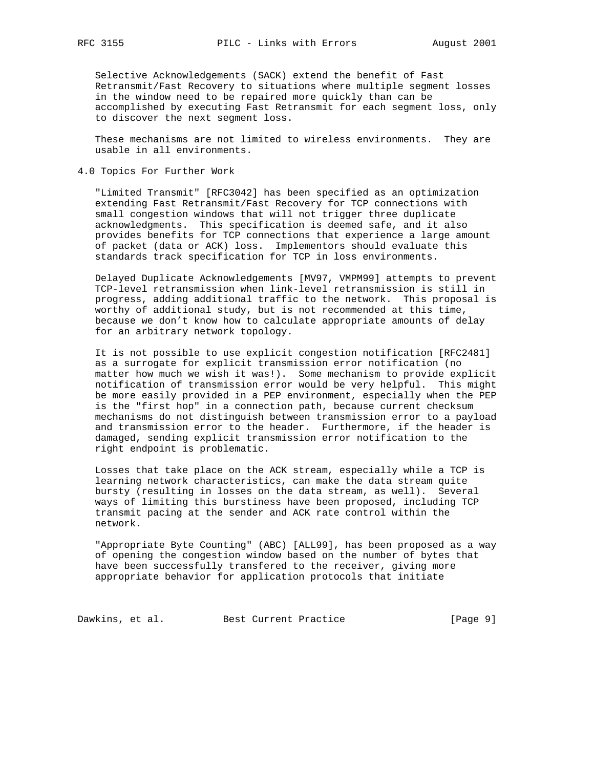Selective Acknowledgements (SACK) extend the benefit of Fast Retransmit/Fast Recovery to situations where multiple segment losses in the window need to be repaired more quickly than can be accomplished by executing Fast Retransmit for each segment loss, only to discover the next segment loss.

These mechanisms are not limited to wireless environments. They are usable in all environments.

## 4.0 Topics For Further Work

"Limited Transmit" [RFC3042] has been specified as an optimization extending Fast Retransmit/Fast Recovery for TCP connections with small congestion windows that will not trigger three duplicate acknowledgments. This specification is deemed safe, and it also provides benefits for TCP connections that experience a large amount of packet (data or ACK) loss. Implementors should evaluate this standards track specification for TCP in loss environments.

Delayed Duplicate Acknowledgements [MV97, VMPM99] attempts to prevent TCP-level retransmission when link-level retransmission is still in progress, adding additional traffic to the network. This proposal is worthy of additional study, but is not recommended at this time, because we don't know how to calculate appropriate amounts of delay for an arbitrary network topology.

It is not possible to use explicit congestion notification [RFC2481] as a surrogate for explicit transmission error notification (no matter how much we wish it was!). Some mechanism to provide explicit notification of transmission error would be very helpful. This might be more easily provided in a PEP environment, especially when the PEP is the "first hop" in a connection path, because current checksum mechanisms do not distinguish between transmission error to a payload and transmission error to the header. Furthermore, if the header is damaged, sending explicit transmission error notification to the right endpoint is problematic.

Losses that take place on the ACK stream, especially while a TCP is learning network characteristics, can make the data stream quite bursty (resulting in losses on the data stream, as well). Several ways of limiting this burstiness have been proposed, including TCP transmit pacing at the sender and ACK rate control within the network.

"Appropriate Byte Counting" (ABC) [ALL99], has been proposed as a way of opening the congestion window based on the number of bytes that have been successfully transfered to the receiver, giving more appropriate behavior for application protocols that initiate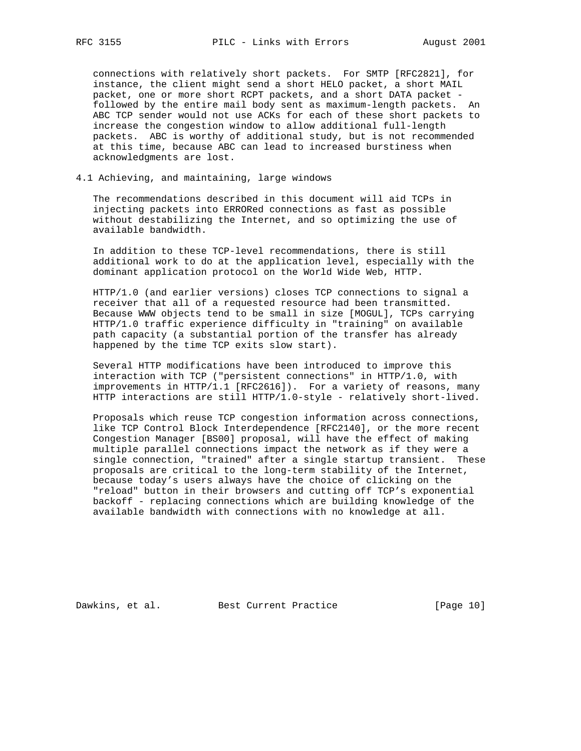connections with relatively short packets. For SMTP [RFC2821], for instance, the client might send a short HELO packet, a short MAIL packet, one or more short RCPT packets, and a short DATA packet - followed by the entire mail body sent as maximum-length packets. An ABC TCP sender would not use ACKs for each of these short packets to increase the congestion window to allow additional full-length packets. ABC is worthy of additional study, but is not recommended at this time, because ABC can lead to increased burstiness when acknowledgments are lost.

## 4.1 Achieving, and maintaining, large windows

The recommendations described in this document will aid TCPs in injecting packets into ERRORed connections as fast as possible without destabilizing the Internet, and so optimizing the use of available bandwidth.

In addition to these TCP-level recommendations, there is still additional work to do at the application level, especially with the dominant application protocol on the World Wide Web, HTTP.

HTTP/1.0 (and earlier versions) closes TCP connections to signal a receiver that all of a requested resource had been transmitted. Because WWW objects tend to be small in size [MOGUL], TCPs carrying HTTP/1.0 traffic experience difficulty in "training" on available path capacity (a substantial portion of the transfer has already happened by the time TCP exits slow start).

Several HTTP modifications have been introduced to improve this interaction with TCP ("persistent connections" in HTTP/1.0, with improvements in HTTP/1.1 [RFC2616]). For a variety of reasons, many HTTP interactions are still HTTP/1.0-style - relatively short-lived.

Proposals which reuse TCP congestion information across connections, like TCP Control Block Interdependence [RFC2140], or the more recent Congestion Manager [BS00] proposal, will have the effect of making multiple parallel connections impact the network as if they were a single connection, "trained" after a single startup transient. These proposals are critical to the long-term stability of the Internet, because today's users always have the choice of clicking on the "reload" button in their browsers and cutting off TCP's exponential backoff - replacing connections which are building knowledge of the available bandwidth with connections with no knowledge at all.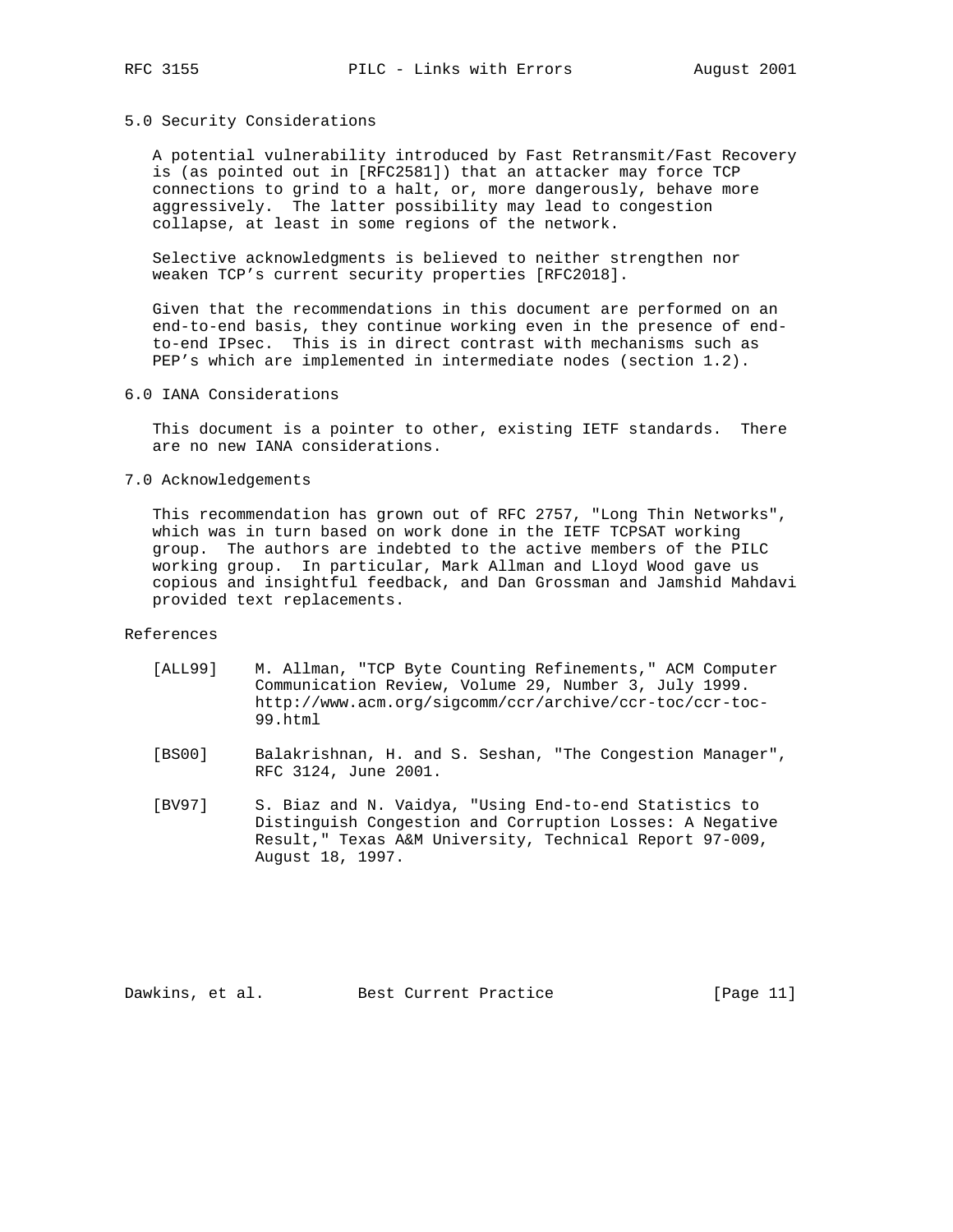## 5.0 Security Considerations

A potential vulnerability introduced by Fast Retransmit/Fast Recovery is (as pointed out in [RFC2581]) that an attacker may force TCP connections to grind to a halt, or, more dangerously, behave more aggressively. The latter possibility may lead to congestion collapse, at least in some regions of the network.

Selective acknowledgments is believed to neither strengthen nor weaken TCP's current security properties [RFC2018].

Given that the recommendations in this document are performed on an end-to-end basis, they continue working even in the presence of end-to-end IPsec. This is in direct contrast with mechanisms such as PEP's which are implemented in intermediate nodes (section 1.2).

## 6.0 IANA Considerations

This document is a pointer to other, existing IETF standards. There are no new IANA considerations.

## 7.0 Acknowledgements

This recommendation has grown out of RFC 2757, "Long Thin Networks", which was in turn based on work done in the IETF TCPSAT working group. The authors are indebted to the active members of the PILC working group. In particular, Mark Allman and Lloyd Wood gave us copious and insightful feedback, and Dan Grossman and Jamshid Mahdavi provided text replacements.

## References

[ALL99] M. Allman, "TCP Byte Counting Refinements," ACM Computer Communication Review, Volume 29, Number 3, July 1999. http://www.acm.org/sigcomm/ccr/archive/ccr-toc/ccr-toc-99.html

[BS00] Balakrishnan, H. and S. Seshan, "The Congestion Manager", RFC 3124, June 2001.

[BV97] S. Biaz and N. Vaidya, "Using End-to-end Statistics to Distinguish Congestion and Corruption Losses: A Negative Result," Texas A&M University, Technical Report 97-009, August 18, 1997.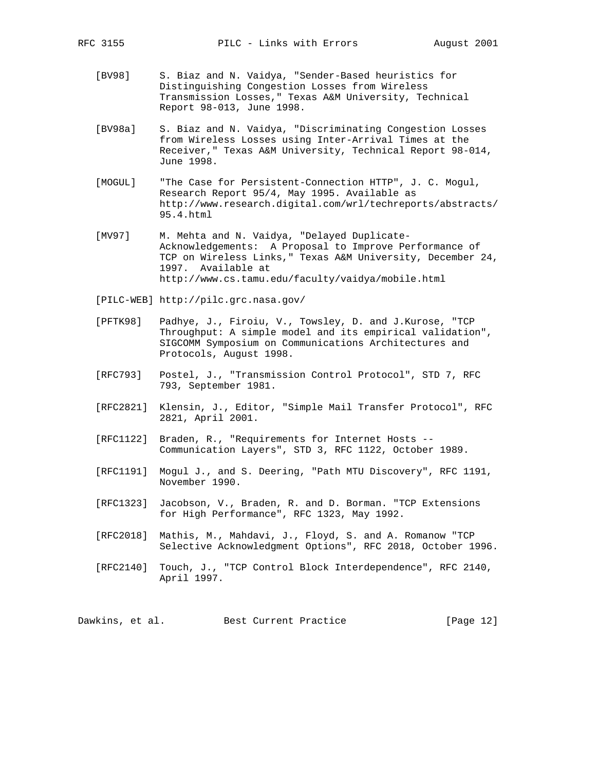[BV98] S. Biaz and N. Vaidya, "Sender-Based heuristics for Distinguishing Congestion Losses from Wireless Transmission Losses," Texas A&M University, Technical Report 98-013, June 1998.

[BV98a] S. Biaz and N. Vaidya, "Discriminating Congestion Losses from Wireless Losses using Inter-Arrival Times at the Receiver," Texas A&M University, Technical Report 98-014, June 1998.

[MOGUL] "The Case for Persistent-Connection HTTP", J. C. Mogul, Research Report 95/4, May 1995. Available as http://www.research.digital.com/wrl/techreports/abstracts/95.4.html

[MV97] M. Mehta and N. Vaidya, "Delayed Duplicate-Acknowledgements: A Proposal to Improve Performance of TCP on Wireless Links," Texas A&M University, December 24, 1997. Available at http://www.cs.tamu.edu/faculty/vaidya/mobile.html

[PILC-WEB] http://pilc.grc.nasa.gov/

[PFTK98] Padhye, J., Firoiu, V., Towsley, D. and J.Kurose, "TCP Throughput: A simple model and its empirical validation", SIGCOMM Symposium on Communications Architectures and Protocols, August 1998.

[RFC793] Postel, J., "Transmission Control Protocol", STD 7, RFC 793, September 1981.

[RFC2821] Klensin, J., Editor, "Simple Mail Transfer Protocol", RFC 2821, April 2001.

[RFC1122] Braden, R., "Requirements for Internet Hosts -- Communication Layers", STD 3, RFC 1122, October 1989.

[RFC1191] Mogul J., and S. Deering, "Path MTU Discovery", RFC 1191, November 1990.

[RFC1323] Jacobson, V., Braden, R. and D. Borman. "TCP Extensions for High Performance", RFC 1323, May 1992.

[RFC2018] Mathis, M., Mahdavi, J., Floyd, S. and A. Romanow "TCP Selective Acknowledgment Options", RFC 2018, October 1996.

[RFC2140] Touch, J., "TCP Control Block Interdependence", RFC 2140, April 1997.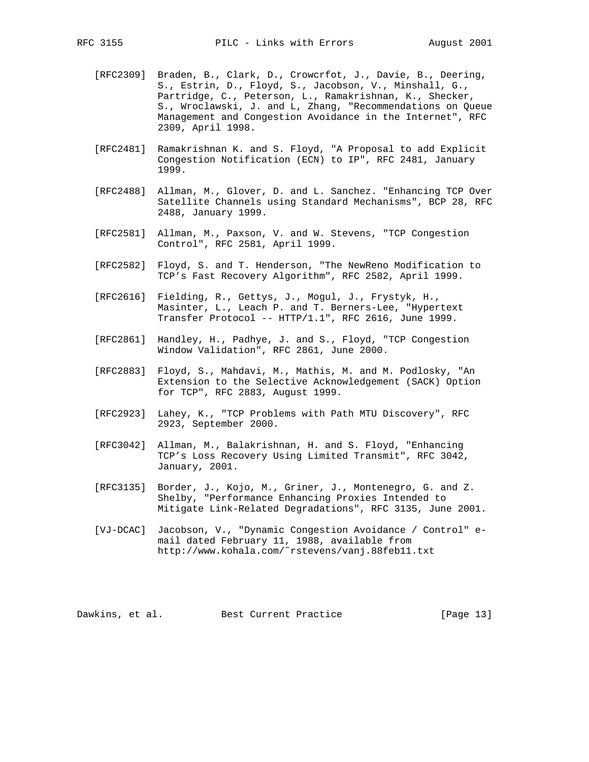[RFC2309] Braden, B., Clark, D., Crowcrfot, J., Davie, B., Deering, S., Estrin, D., Floyd, S., Jacobson, V., Minshall, G., Partridge, C., Peterson, L., Ramakrishnan, K., Shecker, S., Wroclawski, J. and L, Zhang, "Recommendations on Queue Management and Congestion Avoidance in the Internet", RFC 2309, April 1998.

[RFC2481] Ramakrishnan K. and S. Floyd, "A Proposal to add Explicit Congestion Notification (ECN) to IP", RFC 2481, January 1999.

[RFC2488] Allman, M., Glover, D. and L. Sanchez. "Enhancing TCP Over Satellite Channels using Standard Mechanisms", BCP 28, RFC 2488, January 1999.

[RFC2581] Allman, M., Paxson, V. and W. Stevens, "TCP Congestion Control", RFC 2581, April 1999.

[RFC2582] Floyd, S. and T. Henderson, "The NewReno Modification to TCP's Fast Recovery Algorithm", RFC 2582, April 1999.

[RFC2616] Fielding, R., Gettys, J., Mogul, J., Frystyk, H., Masinter, L., Leach P. and T. Berners-Lee, "Hypertext Transfer Protocol -- HTTP/1.1", RFC 2616, June 1999.

[RFC2861] Handley, H., Padhye, J. and S., Floyd, "TCP Congestion Window Validation", RFC 2861, June 2000.

[RFC2883] Floyd, S., Mahdavi, M., Mathis, M. and M. Podlosky, "An Extension to the Selective Acknowledgement (SACK) Option for TCP", RFC 2883, August 1999.

[RFC2923] Lahey, K., "TCP Problems with Path MTU Discovery", RFC 2923, September 2000.

[RFC3042] Allman, M., Balakrishnan, H. and S. Floyd, "Enhancing TCP's Loss Recovery Using Limited Transmit", RFC 3042, January, 2001.

[RFC3135] Border, J., Kojo, M., Griner, J., Montenegro, G. and Z. Shelby, "Performance Enhancing Proxies Intended to Mitigate Link-Related Degradations", RFC 3135, June 2001.

[VJ-DCAC] Jacobson, V., "Dynamic Congestion Avoidance / Control" e-mail dated February 11, 1988, available from http://www.kohala.com/˜rstevens/vanj.88feb11.txt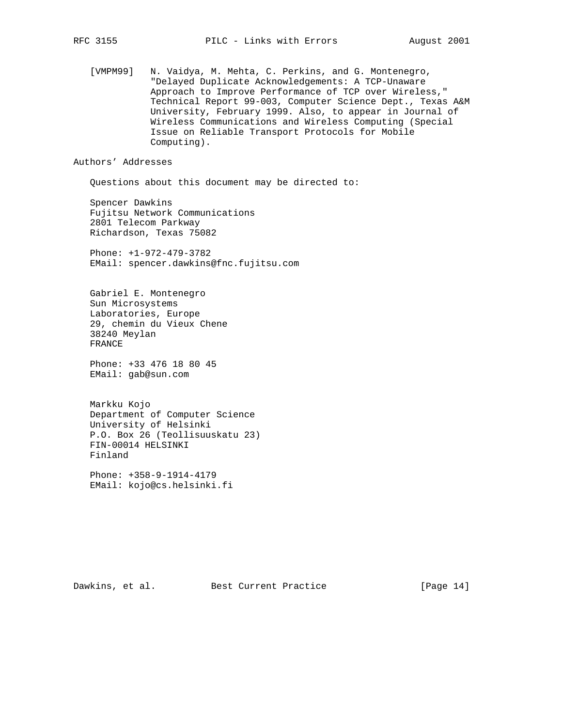[VMPM99] N. Vaidya, M. Mehta, C. Perkins, and G. Montenegro, "Delayed Duplicate Acknowledgements: A TCP-Unaware Approach to Improve Performance of TCP over Wireless," Technical Report 99-003, Computer Science Dept., Texas A&M University, February 1999. Also, to appear in Journal of Wireless Communications and Wireless Computing (Special Issue on Reliable Transport Protocols for Mobile Computing).

## Authors' Addresses

Questions about this document may be directed to:

Spencer Dawkins
Fujitsu Network Communications
2801 Telecom Parkway
Richardson, Texas 75082

Phone: +1-972-479-3782
EMail: spencer.dawkins@fnc.fujitsu.com

Gabriel E. Montenegro
Sun Microsystems
Laboratories, Europe
29, chemin du Vieux Chene
38240 Meylan
FRANCE

Phone: +33 476 18 80 45
EMail: gab@sun.com

Markku Kojo
Department of Computer Science
University of Helsinki
P.O. Box 26 (Teollisuuskatu 23)
FIN-00014 HELSINKI
Finland

Phone: +358-9-1914-4179
EMail: kojo@cs.helsinki.fi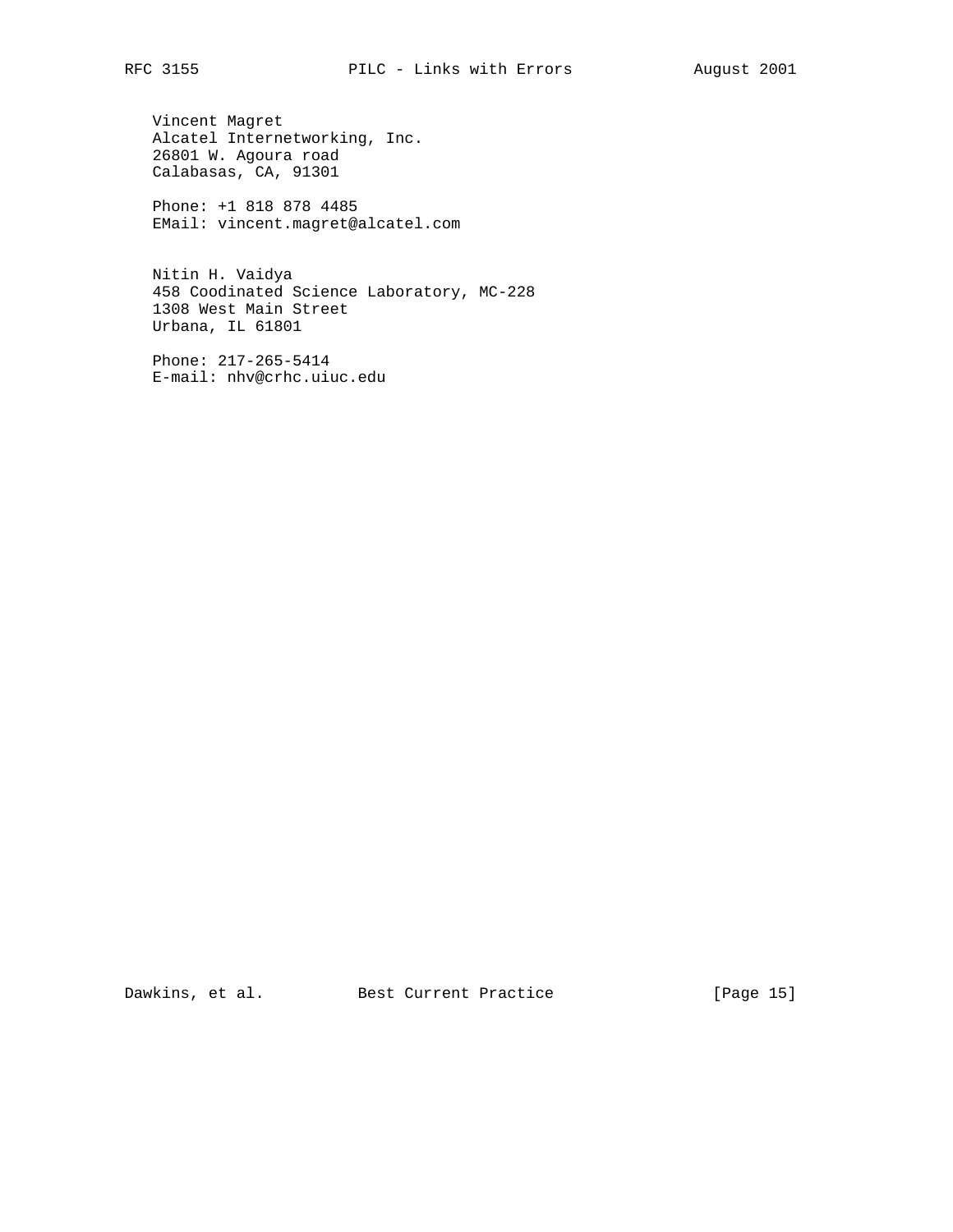Vincent Magret
Alcatel Internetworking, Inc.
26801 W. Agoura road
Calabasas, CA, 91301

Phone: +1 818 878 4485
EMail: vincent.magret@alcatel.com

Nitin H. Vaidya
458 Coodinated Science Laboratory, MC-228
1308 West Main Street
Urbana, IL 61801

Phone: 217-265-5414
E-mail: nhv@crhc.uiuc.edu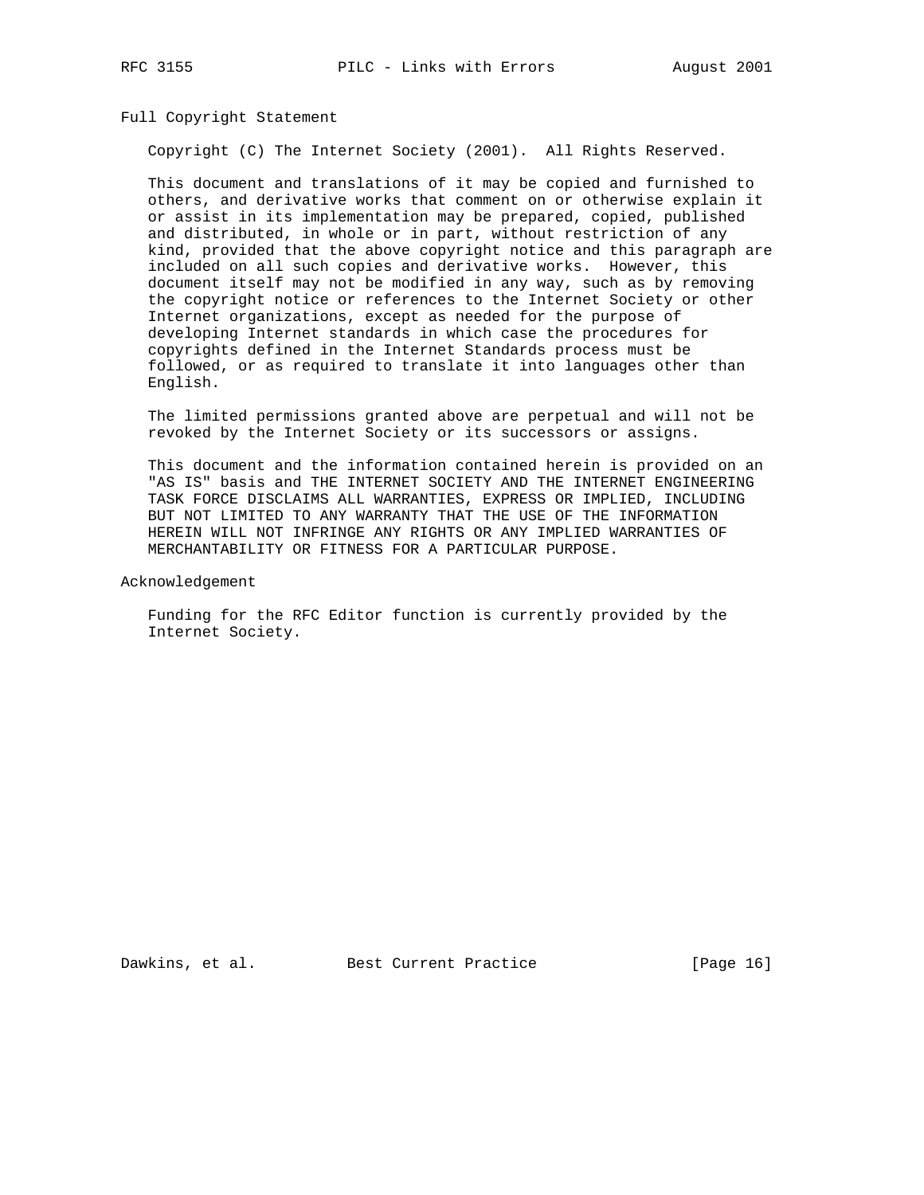## Full Copyright Statement

Copyright (C) The Internet Society (2001). All Rights Reserved.

This document and translations of it may be copied and furnished to others, and derivative works that comment on or otherwise explain it or assist in its implementation may be prepared, copied, published and distributed, in whole or in part, without restriction of any kind, provided that the above copyright notice and this paragraph are included on all such copies and derivative works. However, this document itself may not be modified in any way, such as by removing the copyright notice or references to the Internet Society or other Internet organizations, except as needed for the purpose of developing Internet standards in which case the procedures for copyrights defined in the Internet Standards process must be followed, or as required to translate it into languages other than English.

The limited permissions granted above are perpetual and will not be revoked by the Internet Society or its successors or assigns.

This document and the information contained herein is provided on an "AS IS" basis and THE INTERNET SOCIETY AND THE INTERNET ENGINEERING TASK FORCE DISCLAIMS ALL WARRANTIES, EXPRESS OR IMPLIED, INCLUDING BUT NOT LIMITED TO ANY WARRANTY THAT THE USE OF THE INFORMATION HEREIN WILL NOT INFRINGE ANY RIGHTS OR ANY IMPLIED WARRANTIES OF MERCHANTABILITY OR FITNESS FOR A PARTICULAR PURPOSE.

## Acknowledgement

Funding for the RFC Editor function is currently provided by the Internet Society.